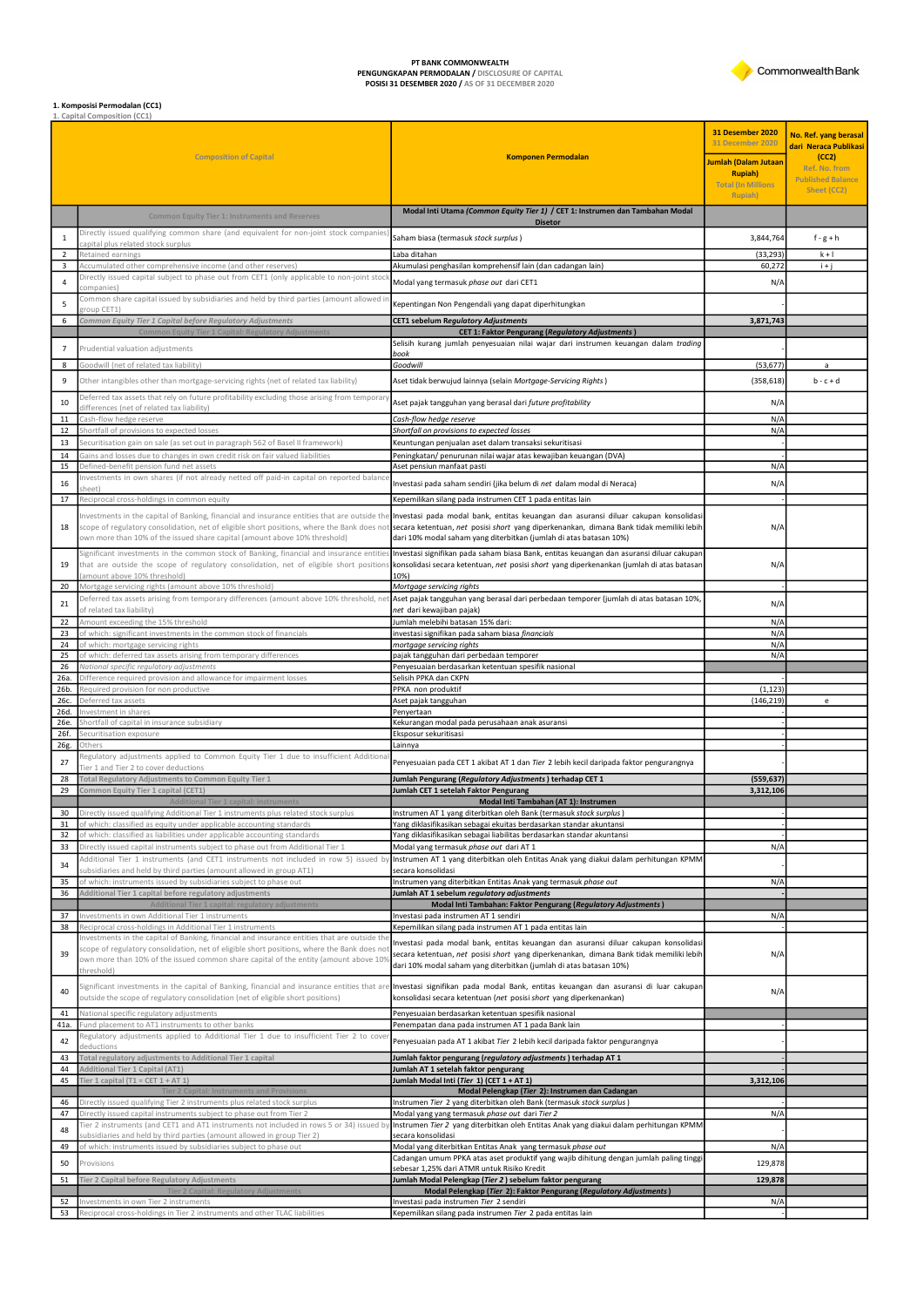PT BANK COMMONWEALTH
PENGUNGKAPAN PERMODALAN / DISCLOSURE OF CAPITAL
POSISI 31 DESEMBER 2020 / AS OF 31 DECEMBER 2020

## 1. Komposisi Permodalan (CC1)
1. Capital Composition (CC1)

| | Composition of Capital | Komponen Permodalan | 31 Desember 2020 / 31 December 2020 Jumlah (Dalam Jutaan Rupiah) / Total (In Millions Rupiah) | No. Ref. yang berasal dari Neraca Publikasi (CC2) / Ref. No. from Published Balance Sheet (CC2) |
|---|---|---|---|---|
| | Common Equity Tier 1: Instruments and Reserves | Modal Inti Utama *(Common Equity Tier 1)* / CET 1: Instrumen dan Tambahan Modal Disetor | | |
| 1 | Directly issued qualifying common share (and equivalent for non-joint stock companies) capital plus related stock surplus | Saham biasa (termasuk *stock surplus*) | 3,844,764 | f - g + h |
| 2 | Retained earnings | Laba ditahan | (33,293) | k + l |
| 3 | Accumulated other comprehensive income (and other reserves) | Akumulasi penghasilan komprehensif lain (dan cadangan lain) | 60,272 | i + j |
| 4 | Directly issued capital subject to phase out from CET1 (only applicable to non-joint stock companies) | Modal yang termasuk *phase out* dari CET1 | N/A | |
| 5 | Common share capital issued by subsidiaries and held by third parties (amount allowed in group CET1) | Kepentingan Non Pengendali yang dapat diperhitungkan | - | |
| 6 | *Common Equity Tier 1 Capital before Regulatory Adjustments* | **CET1 sebelum *Regulatory Adjustments*** | **3,871,743** | |
| | Common Equity Tier 1 Capital: Regulatory Adjustments | **CET 1: Faktor Pengurang (*Regulatory Adjustments*)** | | |
| 7 | Prudential valuation adjustments | Selisih kurang jumlah penyesuaian nilai wajar dari instrumen keuangan dalam *trading book* | - | |
| 8 | Goodwill (net of related tax liability) | *Goodwill* | (53,677) | a |
| 9 | Other intangibles other than mortgage-servicing rights (net of related tax liability) | Aset tidak berwujud lainnya (selain *Mortgage-Servicing Rights*) | (358,618) | b - c + d |
| 10 | Deferred tax assets that rely on future profitability excluding those arising from temporary differences (net of related tax liability) | Aset pajak tangguhan yang berasal dari *future profitability* | N/A | |
| 11 | Cash-flow hedge reserve | *Cash-flow hedge reserve* | N/A | |
| 12 | Shortfall of provisions to expected losses | *Shortfall on provisions to expected losses* | N/A | |
| 13 | Securitisation gain on sale (as set out in paragraph 562 of Basel II framework) | Keuntungan penjualan aset dalam transaksi sekuritisasi | - | |
| 14 | Gains and losses due to changes in own credit risk on fair valued liabilities | Peningkatan/ penurunan nilai wajar atas kewajiban keuangan (DVA) | - | |
| 15 | Defined-benefit pension fund net assets | Aset pensiun manfaat pasti | N/A | |
| 16 | Investments in own shares (if not already netted off paid-in capital on reported balance sheet) | Investasi pada saham sendiri (jika belum di *net* dalam modal di Neraca) | N/A | |
| 17 | Reciprocal cross-holdings in common equity | Kepemilikan silang pada instrumen CET 1 pada entitas lain | - | |
| 18 | Investments in the capital of Banking, financial and insurance entities that are outside the scope of regulatory consolidation, net of eligible short positions, where the Bank does not own more than 10% of the issued share capital (amount above 10% threshold) | Investasi pada modal bank, entitas keuangan dan asuransi diluar cakupan konsolidasi secara ketentuan, *net* posisi *short* yang diperkenankan, dimana Bank tidak memiliki lebih dari 10% modal saham yang diterbitkan (jumlah di atas batasan 10%) | N/A | |
| 19 | Significant investments in the common stock of Banking, financial and insurance entities that are outside the scope of regulatory consolidation, net of eligible short positions (amount above 10% threshold) | Investasi signifikan pada saham biasa Bank, entitas keuangan dan asuransi diluar cakupan konsolidasi secara ketentuan, *net* posisi *short* yang diperkenankan (jumlah di atas batasan 10%) | N/A | |
| 20 | Mortgage servicing rights (amount above 10% threshold) | *Mortgage servicing rights* | - | |
| 21 | Deferred tax assets arising from temporary differences (amount above 10% threshold, net of related tax liability) | Aset pajak tangguhan yang berasal dari perbedaan temporer (jumlah di atas batasan 10%, *net* dari kewajiban pajak) | N/A | |
| 22 | Amount exceeding the 15% threshold | Jumlah melebihi batasan 15% dari: | N/A | |
| 23 | of which: significant investments in the common stock of financials | investasi signifikan pada saham biasa *financials* | N/A | |
| 24 | of which: mortgage servicing rights | *mortgage servicing rights* | N/A | |
| 25 | of which: deferred tax assets arising from temporary differences | pajak tangguhan dari perbedaan temporer | N/A | |
| 26 | *National specific regulatory adjustments* | Penyesuaian berdasarkan ketentuan spesifik nasional | | |
| 26a. | Difference required provision and allowance for impairment losses | Selisih PPKA dan CKPN | - | |
| 26b. | Required provision for non productive | PPKA non produktif | (1,123) | |
| 26c. | Deferred tax assets | Aset pajak tangguhan | (146,219) | e |
| 26d. | Investment in shares | Penyertaan | - | |
| 26e. | Shortfall of capital in insurance subsidiary | Kekurangan modal pada perusahaan anak asuransi | - | |
| 26f. | Securitisation exposure | Eksposur sekuritisasi | - | |
| 26g. | Others | Lainnya | - | |
| 27 | Regulatory adjustments applied to Common Equity Tier 1 due to insufficient Additional Tier 1 and Tier 2 to cover deductions | Penyesuaian pada CET 1 akibat AT 1 dan *Tier* 2 lebih kecil daripada faktor pengurangnya | - | |
| 28 | Total Regulatory Adjustments to Common Equity Tier 1 | **Jumlah Pengurang (*Regulatory Adjustments*) terhadap CET 1** | **(559,637)** | |
| 29 | Common Equity Tier 1 capital (CET1) | **Jumlah CET 1 setelah Faktor Pengurang** | **3,312,106** | |
| | Additional Tier 1 capital: instruments | **Modal Inti Tambahan (AT 1): Instrumen** | | |
| 30 | Directly issued qualifying Additional Tier 1 instruments plus related stock surplus | Instrumen AT 1 yang diterbitkan oleh Bank (termasuk *stock surplus*) | - | |
| 31 | of which: classified as equity under applicable accounting standards | Yang diklasifikasikan sebagai ekuitas berdasarkan standar akuntansi | - | |
| 32 | of which: classified as liabilities under applicable accounting standards | Yang diklasifikasikan sebagai liabilitas berdasarkan standar akuntansi | - | |
| 33 | Directly issued capital instruments subject to phase out from Additional Tier 1 | Modal yang termasuk *phase out* dari AT 1 | N/A | |
| 34 | Additional Tier 1 instruments (and CET1 instruments not included in row 5) issued by subsidiaries and held by third parties (amount allowed in group AT1) | Instrumen AT 1 yang diterbitkan oleh Entitas Anak yang diakui dalam perhitungan KPMM secara konsolidasi | - | |
| 35 | of which: instruments issued by subsidiaries subject to phase out | Instrumen yang diterbitkan Entitas Anak yang termasuk *phase out* | N/A | |
| 36 | Additional Tier 1 capital before regulatory adjustments | **Jumlah AT 1 sebelum *regulatory adjustments*** | **-** | |
| | Additional Tier 1 capital: regulatory adjustments | **Modal Inti Tambahan: Faktor Pengurang (*Regulatory Adjustments*)** | | |
| 37 | Investments in own Additional Tier 1 instruments | Investasi pada instrumen AT 1 sendiri | N/A | |
| 38 | Reciprocal cross-holdings in Additional Tier 1 instruments | Kepemilikan silang pada instrumen AT 1 pada entitas lain | - | |
| 39 | Investments in the capital of Banking, financial and insurance entities that are outside the scope of regulatory consolidation, net of eligible short positions, where the Bank does not own more than 10% of the issued common share capital of the entity (amount above 10% threshold) | Investasi pada modal bank, entitas keuangan dan asuransi diluar cakupan konsolidasi secara ketentuan, *net* posisi *short* yang diperkenankan, dimana Bank tidak memiliki lebih dari 10% modal saham yang diterbitkan (jumlah di atas batasan 10%) | N/A | |
| 40 | Significant investments in the capital of Banking, financial and insurance entities that are outside the scope of regulatory consolidation (net of eligible short positions) | Investasi signifikan pada modal Bank, entitas keuangan dan asuransi di luar cakupan konsolidasi secara ketentuan (*net* posisi *short* yang diperkenankan) | N/A | |
| 41 | National specific regulatory adjustments | Penyesuaian berdasarkan ketentuan spesifik nasional | | |
| 41a. | Fund placement to AT1 instruments to other banks | Penempatan dana pada instrumen AT 1 pada Bank lain | - | |
| 42 | Regulatory adjustments applied to Additional Tier 1 due to insufficient Tier 2 to cover deductions | Penyesuaian pada AT 1 akibat *Tier* 2 lebih kecil daripada faktor pengurangnya | - | |
| 43 | Total regulatory adjustments to Additional Tier 1 capital | **Jumlah faktor pengurang (*regulatory adjustments*) terhadap AT 1** | **-** | |
| 44 | Additional Tier 1 Capital (AT1) | **Jumlah AT 1 setelah faktor pengurang** | **-** | |
| 45 | Tier 1 capital (T1 = CET 1 + AT 1) | **Jumlah Modal Inti (*Tier* 1) (CET 1 + AT 1)** | **3,312,106** | |
| | Tier 2 Capital: Instruments and Provisions | **Modal Pelengkap (*Tier* 2): Instrumen dan Cadangan** | | |
| 46 | Directly issued qualifying Tier 2 instruments plus related stock surplus | Instrumen *Tier* 2 yang diterbitkan oleh Bank (termasuk *stock surplus*) | - | |
| 47 | Directly issued capital instruments subject to phase out from Tier 2 | Modal yang yang termasuk *phase out* dari *Tier* 2 | N/A | |
| 48 | Tier 2 instruments (and CET1 and AT1 instruments not included in rows 5 or 34) issued by subsidiaries and held by third parties (amount allowed in group Tier 2) | Instrumen *Tier* 2 yang diterbitkan oleh Entitas Anak yang diakui dalam perhitungan KPMM secara konsolidasi | - | |
| 49 | of which: instruments issued by subsidiaries subject to phase out | Modal yang diterbitkan Entitas Anak yang termasuk *phase out* | N/A | |
| 50 | Provisions | Cadangan umum PPKA atas aset produktif yang wajib dihitung dengan jumlah paling tinggi sebesar 1,25% dari ATMR untuk Risiko Kredit | 129,878 | |
| 51 | Tier 2 Capital before Regulatory Adjustments | **Jumlah Modal Pelengkap (*Tier* 2) sebelum faktor pengurang** | **129,878** | |
| | Tier 2 Capital: Regulatory Adjustments | **Modal Pelengkap (*Tier* 2): Faktor Pengurang (*Regulatory Adjustments*)** | | |
| 52 | Investments in own Tier 2 instruments | Investasi pada instrumen *Tier* 2 sendiri | N/A | |
| 53 | Reciprocal cross-holdings in Tier 2 instruments and other TLAC liabilities | Kepemilikan silang pada instrumen *Tier* 2 pada entitas lain | - | |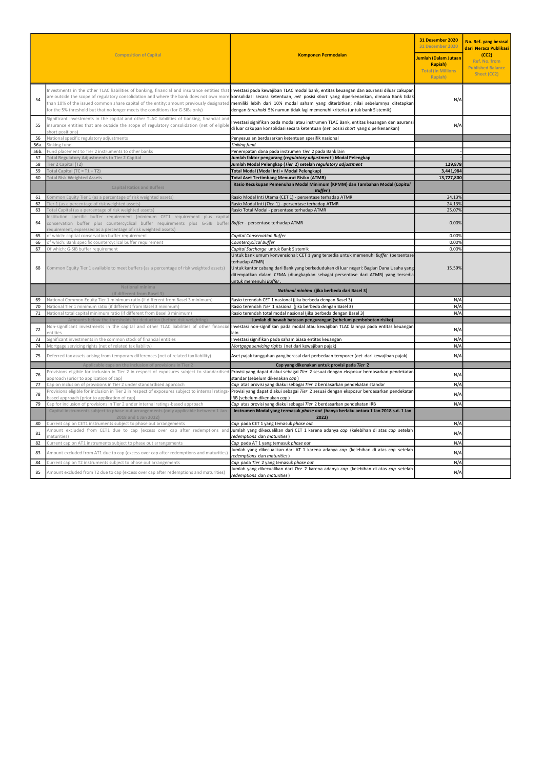| | Composition of Capital | Komponen Permodalan | 31 Desember 2020 31 December 2020 Jumlah (Dalam Jutaan Rupiah) Total (In Millions Rupiah) | No. Ref. yang berasal dari Neraca Publikasi (CC2) Ref. No. from Published Balance Sheet (CC2) |
|---|---|---|---|---|
| 54 | Investments in the other TLAC liabilities of banking, financial and insurance entities that are outside the scope of regulatory consolidation and where the bank does not own more than 10% of the issued common share capital of the entity: amount previously designated for the 5% threshold but that no longer meets the conditions (for G-SIBs only) | Investasi pada kewajiban TLAC modal bank, entitas keuangan dan asuransi diluar cakupan konsolidasi secara ketentuan, *net* posisi *short* yang diperkenankan, dimana Bank tidak memiliki lebih dari 10% modal saham yang diterbitkan; nilai sebelumnya ditetapkan dengan *threshold* 5% namun tidak lagi memenuhi kriteria (untuk bank Sistemik) | N/A | |
| 55 | Significant investments in the capital and other TLAC liabilities of banking, financial and insurance entities that are outside the scope of regulatory consolidation (net of eligible short positions) | Investasi signifikan pada modal atau instrumen TLAC Bank, entitas keuangan dan asuransi di luar cakupan konsolidasi secara ketentuan (*net* posisi *short* yang diperkenankan) | N/A | |
| 56 | National specific regulatory adjustments | Penyesuaian berdasarkan ketentuan spesifik nasional | | |
| 56a. | Sinking fund | *Sinking fund* | - | |
| 56b. | Fund placement to Tier 2 instruments to other banks | Penempatan dana pada instrumen *Tier* 2 pada Bank lain | - | |
| 57 | **Total Regulatory Adjustments to Tier 2 Capital** | **Jumlah faktor pengurang (*regulatory adjustment*) Modal Pelengkap** | - | |
| 58 | **Tier 2 Capital (T2)** | **Jumlah Modal Pelengkap (*Tier* 2) setelah *regulatory adjustment*** | **129,878** | |
| 59 | **Total Capital (TC = T1 + T2)** | **Total Modal (Modal Inti + Modal Pelengkap)** | **3,441,984** | |
| 60 | **Total Risk Weighted Assets** | **Total Aset Tertimbang Menurut Risiko (ATMR)** | **13,727,800** | |
| | **Capital Ratios and Buffers** | **Rasio Kecukupan Pemenuhan Modal Minimum (KPMM) dan Tambahan Modal (*Capital Buffer*)** | | |
| 61 | Common Equity Tier 1 (as a percentage of risk weighted assets) | Rasio Modal Inti Utama (CET 1) - persentase terhadap ATMR | 24.13% | |
| 62 | Tier 1 (as a percentage of risk weighted assets) | Rasio Modal Inti (*Tier* 1) - persentase terhadap ATMR | 24.13% | |
| 63 | Total Capital (as a percentage of risk weighted assets) | Rasio Total Modal - persentase terhadap ATMR | 25.07% | |
| 64 | Institution specific buffer requirement (minimum CET1 requirement plus capital conservation buffer plus countercyclical buffer requirements plus G-SIB buffer requirement, expressed as a percentage of risk weighted assets) | *Buffer* - persentase terhadap ATMR | 0.00% | |
| 65 | of which: capital conservation buffer requirement | *Capital Conservation Buffer* | 0.00% | |
| 66 | of which: Bank specific countercyclical buffer requirement | *Countercyclical Buffer* | 0.00% | |
| 67 | Of which: G-SIB buffer requirement | *Capital Surcharge* untuk Bank Sistemik | 0.00% | |
| 68 | Common Equity Tier 1 available to meet buffers (as a percentage of risk weighted assets) | Untuk bank umum konvensional: CET 1 yang tersedia untuk memenuhi *Buffer* (persentase terhadap ATMR) Untuk kantor cabang dari Bank yang berkedudukan di luar negeri: Bagian Dana Usaha yang ditempatkan dalam CEMA (diungkapkan sebagai persentase dari ATMR) yang tersedia untuk memenuhi *Buffer*. | 15.59% | |
| | **National minima (if different from Basel 3)** | ***National minima* (jika berbeda dari Basel 3)** | | |
| 69 | National Common Equity Tier 1 minimum ratio (if different from Basel 3 minimum) | Rasio terendah CET 1 nasional (jika berbeda dengan Basel 3) | N/A | |
| 70 | National Tier 1 minimum ratio (if different from Basel 3 minimum) | Rasio terendah *Tier* 1 nasional (jika berbeda dengan Basel 3) | N/A | |
| 71 | National total capital minimum ratio (if different from Basel 3 minimum) | Rasio terendah total modal nasional (jika berbeda dengan Basel 3) | N/A | |
| | **Amounts below the thresholds for deduction (before risk weighting)** | **Jumlah di bawah batasan pengurangan (sebelum pembobotan risiko)** | | |
| 72 | Non-significant investments in the capital and other TLAC liabilities of other financial entities | Investasi non-signifikan pada modal atau kewajiban TLAC lainnya pada entitas keuangan lain | N/A | |
| 73 | Significant investments in the common stock of financial entities | Investasi signifikan pada saham biasa entitas keuangan | N/A | |
| 74 | Mortgage servicing rights (net of related tax liability) | *Mortgage servicing rights* (net dari kewajiban pajak) | N/A | |
| 75 | Deferred tax assets arising from temporary differences (net of related tax liability) | Aset pajak tangguhan yang berasal dari perbedaan temporer (*net* dari kewajiban pajak) | N/A | |
| | **Applicable caps on the inclusion of provisions in Tier 2** | **Cap yang dikenakan untuk provisi pada *Tier* 2** | | |
| 76 | Provisions eligible for inclusion in Tier 2 in respect of exposures subject to standardised approach (prior to application of cap) | Provisi yang dapat diakui sebagai *Tier* 2 sesuai dengan eksposur berdasarkan pendekatan standar (sebelum dikenakan *cap*) | N/A | |
| 77 | Cap on inclusion of provisions in Tier 2 under standardised approach | *Cap* atas provisi yang diakui sebagai *Tier* 2 berdasarkan pendekatan standar | N/A | |
| 78 | Provisions eligible for inclusion in Tier 2 in respect of exposures subject to internal ratings-based approach (prior to application of cap) | Provisi yang dapat diakui sebagai *Tier* 2 sesuai dengan eksposur berdasarkan pendekatan IRB (sebelum dikenakan *cap*) | N/A | |
| 79 | Cap for inclusion of provisions in Tier 2 under internal ratings-based approach | *Cap* atas provisi yang diakui sebagai *Tier* 2 berdasarkan pendekatan IRB | N/A | |
| | **Capital instruments subject to phase-out arrangements (only applicable between 1 Jan 2018 and 1 Jan 2022)** | **Instrumen Modal yang termasuk *phase out* (hanya berlaku antara 1 Jan 2018 s.d. 1 Jan 2022)** | | |
| 80 | Current cap on CET1 instruments subject to phase out arrangements | *Cap* pada CET 1 yang temasuk *phase out* | N/A | |
| 81 | Amount excluded from CET1 due to cap (excess over cap after redemptions and maturities) | Jumlah yang dikecualikan dari CET 1 karena adanya *cap* (kelebihan di atas *cap* setelah *redemptions* dan *maturities*) | N/A | |
| 82 | Current cap on AT1 instruments subject to phase out arrangements | *Cap* pada AT 1 yang temasuk *phase out* | N/A | |
| 83 | Amount excluded from AT1 due to cap (excess over cap after redemptions and maturities) | Jumlah yang dikecualikan dari AT 1 karena adanya *cap* (kelebihan di atas *cap* setelah *redemptions* dan *maturities*) | N/A | |
| 84 | Current cap on T2 instruments subject to phase out arrangements | *Cap* pada *Tier* 2 yang temasuk *phase out* | N/A | |
| 85 | Amount excluded from T2 due to cap (excess over cap after redemptions and maturities) | Jumlah yang dikecualikan dari *Tier* 2 karena adanya *cap* (kelebihan di atas *cap* setelah *redemptions* dan *maturities*) | N/A | |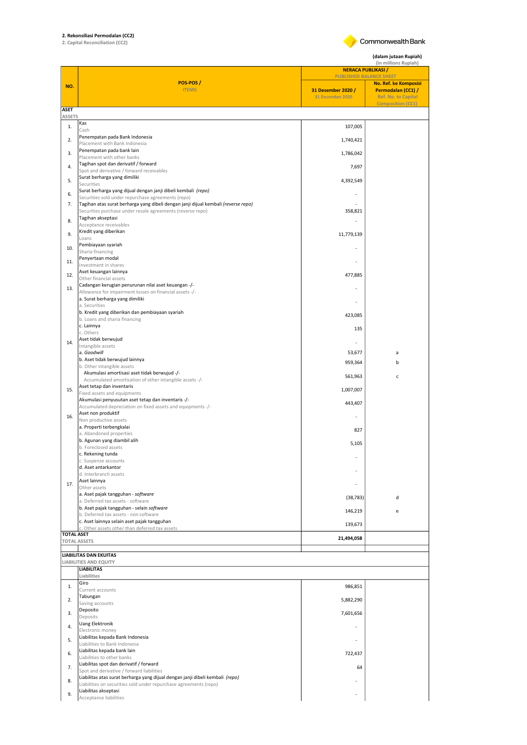**2. Rekonsiliasi Permodalan (CC2)**
2. Capital Reconciliation (CC2)

CommonwealthBank

(dalam jutaan Rupiah)
(in millions Rupiah)

| NO. | POS-POS / ITEMS | NERACA PUBLIKASI / PUBLISHED BALANCE SHEET | |
|---|---|---|---|
| | | 31 Desember 2020 / 31 December 2020 | No. Ref. ke Komposisi Permodalan (CC1) / Ref. No. to Capital Composition (CC1) |
| **ASET** / **ASSETS** | | | |
| 1. | Kas / Cash | 107,005 | |
| 2. | Penempatan pada Bank Indonesia / Placement with Bank Indonesia | 1,740,421 | |
| 3. | Penempatan pada bank lain / Placement with other banks | 1,786,042 | |
| 4. | Tagihan spot dan derivatif / forward / Spot and derivative / forward receivables | 7,697 | |
| 5. | Surat berharga yang dimiliki / Securities | 4,392,549 | |
| 6. | Surat berharga yang dijual dengan janji dibeli kembali *(repo)* / Securities sold under repurchase agreements (repo) | - | |
| 7. | Tagihan atas surat berharga yang dibeli dengan janji dijual kembali *(reverse repo)* / Securities purchase under resale agreements (reverse repo) | 358,821 | |
| 8. | Tagihan akseptasi / Acceptance receivables | - | |
| 9. | Kredit yang diberikan / Loans | 11,779,139 | |
| 10. | Pembiayaan syariah / Sharia financing | - | |
| 11. | Penyertaan modal / Investment in shares | - | |
| 12. | Aset keuangan lainnya / Other financial assets | 477,885 | |
| 13. | Cadangan kerugian penurunan nilai aset keuangan -/- / Allowance for impairment losses on financial assets -/- | - | |
| | a. Surat berharga yang dimiliki / a. Securities | - | |
| | b. Kredit yang diberikan dan pembiayaan syariah / b. Loans and sharia financing | 423,085 | |
| | c. Lainnya / c. Others | 135 | |
| 14. | Aset tidak berwujud / Intangible assets | - | |
| | a. *Goodwill* | 53,677 | a |
| | b. Aset tidak berwujud lainnya / b. Other intangible assets | 959,364 | b |
| | Akumulasi amortisasi aset tidak berwujud -/- / Accumulated amortisation of other intangible assets -/- | 561,963 | c |
| 15. | Aset tetap dan inventaris / Fixed assets and equipments | 1,007,007 | |
| | Akumulasi penyusutan aset tetap dan inventaris -/- / Accumulated depreciation on fixed assets and equipments -/- | 443,407 | |
| 16. | Aset non produktif / Non productive assets | - | |
| | a. Properti terbengkalai / a. Abandoned properties | 827 | |
| | b. Agunan yang diambil alih / b. Foreclosed assets | 5,105 | |
| | c. Rekening tunda / c. Suspense accounts | - | |
| | d. Aset antarkantor / d. Interbranch assets | - | |
| 17. | Aset lainnya / Other assets | - | |
| | a. Aset pajak tangguhan - *software* / a. Deferred tax assets - software | (38,783) | d |
| | b. Aset pajak tangguhan - selain *software* / b. Deferred tax assets - non software | 146,219 | e |
| | c. Aset lainnya selain aset pajak tangguhan / c. Other assets other than deferred tax assets | 139,673 | |
| **TOTAL ASET** / **TOTAL ASSETS** | | **21,494,058** | |
| **LIABILITAS DAN EKUITAS** / **LIABILITIES AND EQUITY** | | | |
| | **LIABILITAS** / **Liabilities** | | |
| 1. | Giro / Current accounts | 986,851 | |
| 2. | Tabungan / Saving accounts | 5,882,290 | |
| 3. | Deposito / Deposits | 7,601,656 | |
| 4. | Uang Elektronik / Electronic money | - | |
| 5. | Liabilitas kepada Bank Indonesia / Liabilities to Bank Indonesia | - | |
| 6. | Liabilitas kepada bank lain / Liabilities to other banks | 722,437 | |
| 7. | Liabilitas spot dan derivatif / forward / Spot and derivative / forward liabilities | 64 | |
| 8. | Liabilitas atas surat berharga yang dijual dengan janji dibeli kembali *(repo)* / Liabilities on securities sold under repurchase agreements (repo) | - | |
| 9. | Liabilitas akseptasi / Acceptance liabilities | - | |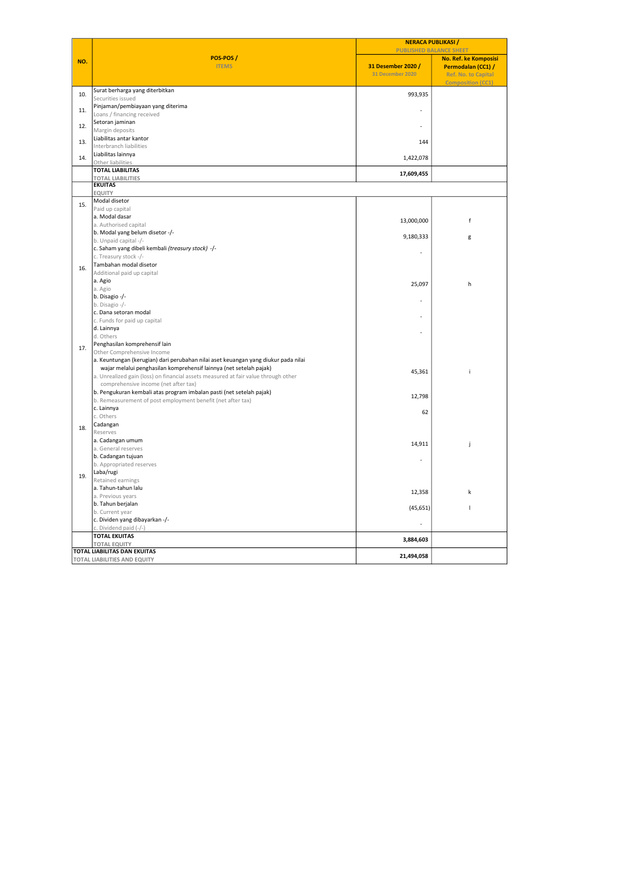| NO. | POS-POS / ITEMS | NERACA PUBLIKASI / PUBLISHED BALANCE SHEET | |
|---|---|---|---|
| | | 31 Desember 2020 / 31 December 2020 | No. Ref. ke Komposisi Permodalan (CC1) / Ref. No. to Capital Composition (CC1) |
| 10. | Surat berharga yang diterbitkan / Securities issued | 993,935 | |
| 11. | Pinjaman/pembiayaan yang diterima / Loans / financing received | - | |
| 12. | Setoran jaminan / Margin deposits | - | |
| 13. | Liabilitas antar kantor / Interbranch liabilities | 144 | |
| 14. | Liabilitas lainnya / Other liabilities | 1,422,078 | |
| | **TOTAL LIABILITAS / TOTAL LIABILITIES** | **17,609,455** | |
| | **EKUITAS / EQUITY** | | |
| 15. | Modal disetor / Paid up capital | | |
| | a. Modal dasar / a. Authorised capital | 13,000,000 | f |
| | b. Modal yang belum disetor -/- / b. Unpaid capital -/- | 9,180,333 | g |
| | c. Saham yang dibeli kembali *(treasury stock)* -/- / c. Treasury stock -/- | - | |
| 16. | Tambahan modal disetor / Additional paid up capital | | |
| | a. Agio / a. Agio | 25,097 | h |
| | b. Disagio -/- / b. Disagio -/- | - | |
| | c. Dana setoran modal / c. Funds for paid up capital | - | |
| | d. Lainnya / d. Others | - | |
| 17. | Penghasilan komprehensif lain / Other Comprehensive Income | | |
| | a. Keuntungan (kerugian) dari perubahan nilai aset keuangan yang diukur pada nilai wajar melalui penghasilan komprehensif lainnya (net setelah pajak) / a. Unrealized gain (loss) on financial assets measured at fair value through other comprehensive income (net after tax) | 45,361 | i |
| | b. Pengukuran kembali atas program imbalan pasti (net setelah pajak) / b. Remeasurement of post employment benefit (net after tax) | 12,798 | |
| | c. Lainnya / c. Others | 62 | |
| 18. | Cadangan / Reserves | | |
| | a. Cadangan umum / a. General reserves | 14,911 | j |
| | b. Cadangan tujuan / b. Appropriated reserves | - | |
| 19. | Laba/rugi / Retained earnings | | |
| | a. Tahun-tahun lalu / a. Previous years | 12,358 | k |
| | b. Tahun berjalan / b. Current year | (45,651) | l |
| | c. Dividen yang dibayarkan -/- / c. Dividend paid (-/-) | - | |
| | **TOTAL EKUITAS / TOTAL EQUITY** | **3,884,603** | |
| | **TOTAL LIABILITAS DAN EKUITAS / TOTAL LIABILITIES AND EQUITY** | **21,494,058** | |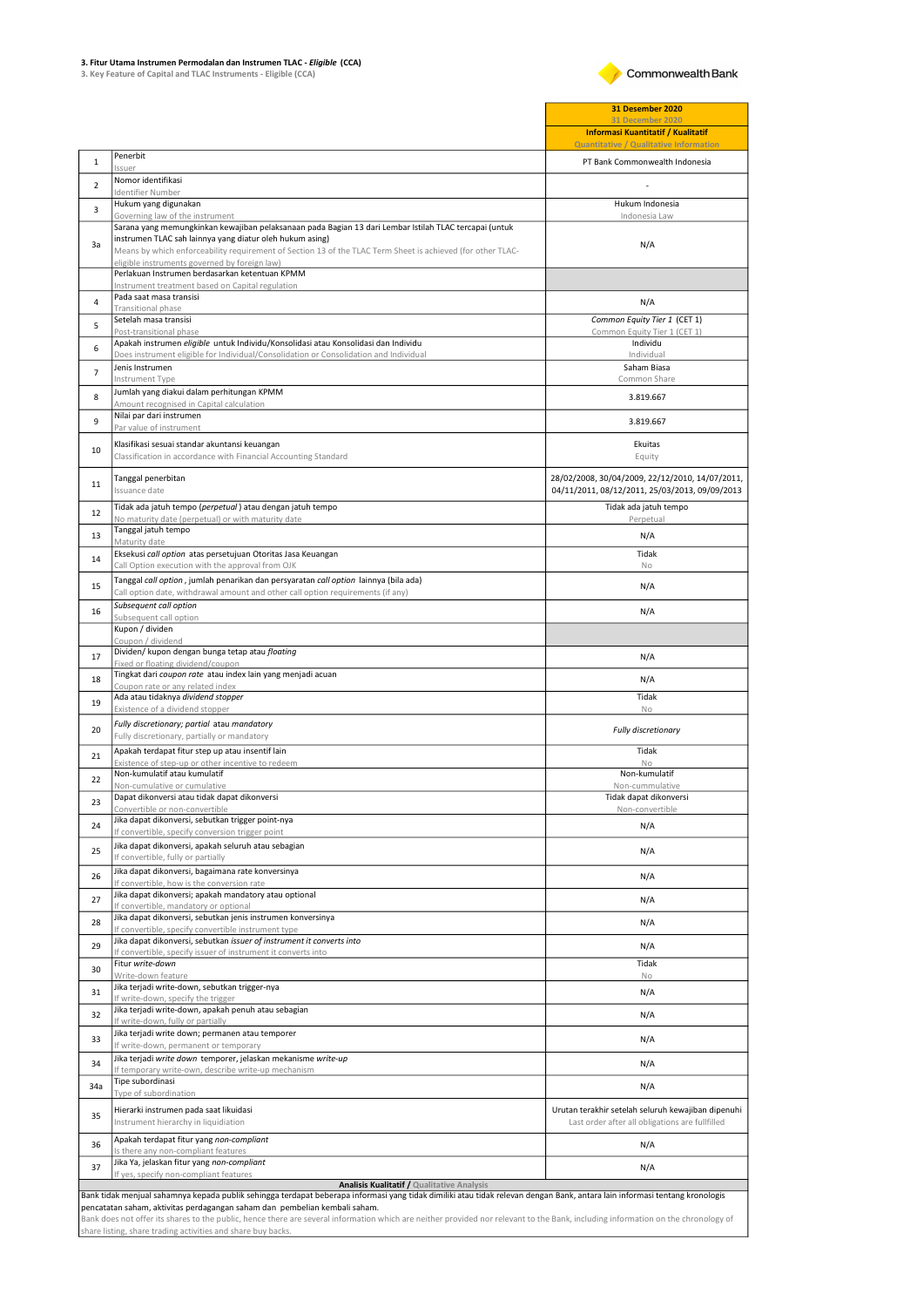**3. Fitur Utama Instrumen Permodalan dan Instrumen TLAC - *Eligible* (CCA)**

3. Key Feature of Capital and TLAC Instruments - Eligible (CCA)

| | | 31 Desember 2020<br>31 December 2020<br>Informasi Kuantitatif / Kualitatif<br>Quantitative / Qualitative Information |
|---|---|---|
| 1 | Penerbit<br>Issuer | PT Bank Commonwealth Indonesia |
| 2 | Nomor identifikasi<br>Identifier Number | - |
| 3 | Hukum yang digunakan<br>Governing law of the instrument | Hukum Indonesia<br>Indonesia Law |
| 3a | Sarana yang memungkinkan kewajiban pelaksanaan pada Bagian 13 dari Lembar Istilah TLAC tercapai (untuk instrumen TLAC sah lainnya yang diatur oleh hukum asing)<br>Means by which enforceability requirement of Section 13 of the TLAC Term Sheet is achieved (for other TLAC-eligible instruments governed by foreign law) | N/A |
| | Perlakuan Instrumen berdasarkan ketentuan KPMM<br>Instrument treatment based on Capital regulation | |
| 4 | Pada saat masa transisi<br>Transitional phase | N/A |
| 5 | Setelah masa transisi<br>Post-transitional phase | *Common Equity Tier 1* (CET 1)<br>Common Equity Tier 1 (CET 1) |
| 6 | Apakah instrumen *eligible* untuk Individu/Konsolidasi atau Konsolidasi dan Individu<br>Does instrument eligible for Individual/Consolidation or Consolidation and Individual | Individu<br>Individual |
| 7 | Jenis Instrumen<br>Instrument Type | Saham Biasa<br>Common Share |
| 8 | Jumlah yang diakui dalam perhitungan KPMM<br>Amount recognised in Capital calculation | 3.819.667 |
| 9 | Nilai par dari instrumen<br>Par value of instrument | 3.819.667 |
| 10 | Klasifikasi sesuai standar akuntansi keuangan<br>Classification in accordance with Financial Accounting Standard | Ekuitas<br>Equity |
| 11 | Tanggal penerbitan<br>Issuance date | 28/02/2008, 30/04/2009, 22/12/2010, 14/07/2011, 04/11/2011, 08/12/2011, 25/03/2013, 09/09/2013 |
| 12 | Tidak ada jatuh tempo (*perpetual*) atau dengan jatuh tempo<br>No maturity date (perpetual) or with maturity date | Tidak ada jatuh tempo<br>Perpetual |
| 13 | Tanggal jatuh tempo<br>Maturity date | N/A |
| 14 | Eksekusi *call option* atas persetujuan Otoritas Jasa Keuangan<br>Call Option execution with the approval from OJK | Tidak<br>No |
| 15 | Tanggal *call option*, jumlah penarikan dan persyaratan *call option* lainnya (bila ada)<br>Call option date, withdrawal amount and other call option requirements (if any) | N/A |
| 16 | *Subsequent call option*<br>Subsequent call option | N/A |
| | Kupon / dividen<br>Coupon / dividend | |
| 17 | Dividen/ kupon dengan bunga tetap atau *floating*<br>Fixed or floating dividend/coupon | N/A |
| 18 | Tingkat dari *coupon rate* atau index lain yang menjadi acuan<br>Coupon rate or any related index | N/A |
| 19 | Ada atau tidaknya *dividend stopper*<br>Existence of a dividend stopper | Tidak<br>No |
| 20 | *Fully discretionary; partial* atau *mandatory*<br>Fully discretionary, partially or mandatory | *Fully discretionary* |
| 21 | Apakah terdapat fitur step up atau insentif lain<br>Existence of step-up or other incentive to redeem | Tidak<br>No |
| 22 | Non-kumulatif atau kumulatif<br>Non-cumulative or cumulative | Non-kumulatif<br>Non-cummulative |
| 23 | Dapat dikonversi atau tidak dapat dikonversi<br>Convertible or non-convertible | Tidak dapat dikonversi<br>Non-convertible |
| 24 | Jika dapat dikonversi, sebutkan trigger point-nya<br>If convertible, specify conversion trigger point | N/A |
| 25 | Jika dapat dikonversi, apakah seluruh atau sebagian<br>If convertible, fully or partially | N/A |
| 26 | Jika dapat dikonversi, bagaimana rate konversinya<br>If convertible, how is the conversion rate | N/A |
| 27 | Jika dapat dikonversi; apakah mandatory atau optional<br>If convertible, mandatory or optional | N/A |
| 28 | Jika dapat dikonversi, sebutkan jenis instrumen konversinya<br>If convertible, specify convertible instrument type | N/A |
| 29 | Jika dapat dikonversi, sebutkan *issuer of instrument it converts into*<br>If convertible, specify issuer of instrument it converts into | N/A |
| 30 | Fitur *write-down*<br>Write-down feature | Tidak<br>No |
| 31 | Jika terjadi write-down, sebutkan trigger-nya<br>If write-down, specify the trigger | N/A |
| 32 | Jika terjadi write-down, apakah penuh atau sebagian<br>If write-down, fully or partially | N/A |
| 33 | Jika terjadi write down; permanen atau temporer<br>If write-down, permanent or temporary | N/A |
| 34 | Jika terjadi *write down* temporer, jelaskan mekanisme *write-up*<br>If temporary write-own, describe write-up mechanism | N/A |
| 34a | Tipe subordinasi<br>Type of subordination | N/A |
| 35 | Hierarki instrumen pada saat likuidasi<br>Instrument hierarchy in liquidation | Urutan terakhir setelah seluruh kewajiban dipenuhi<br>Last order after all obligations are fullfilled |
| 36 | Apakah terdapat fitur yang *non-compliant*<br>Is there any non-compliant features | N/A |
| 37 | Jika Ya, jelaskan fitur yang *non-compliant*<br>If yes, specify non-compliant features | N/A |

**Analisis Kualitatif /** Qualitative Analysis

Bank tidak menjual sahamnya kepada publik sehingga terdapat beberapa informasi yang tidak dimiliki atau tidak relevan dengan Bank, antara lain informasi tentang kronologis pencatatan saham, aktivitas perdagangan saham dan pembelian kembali saham.

Bank does not offer its shares to the public, hence there are several information which are neither provided nor relevant to the Bank, including information on the chronology of share listing, share trading activities and share buy backs.